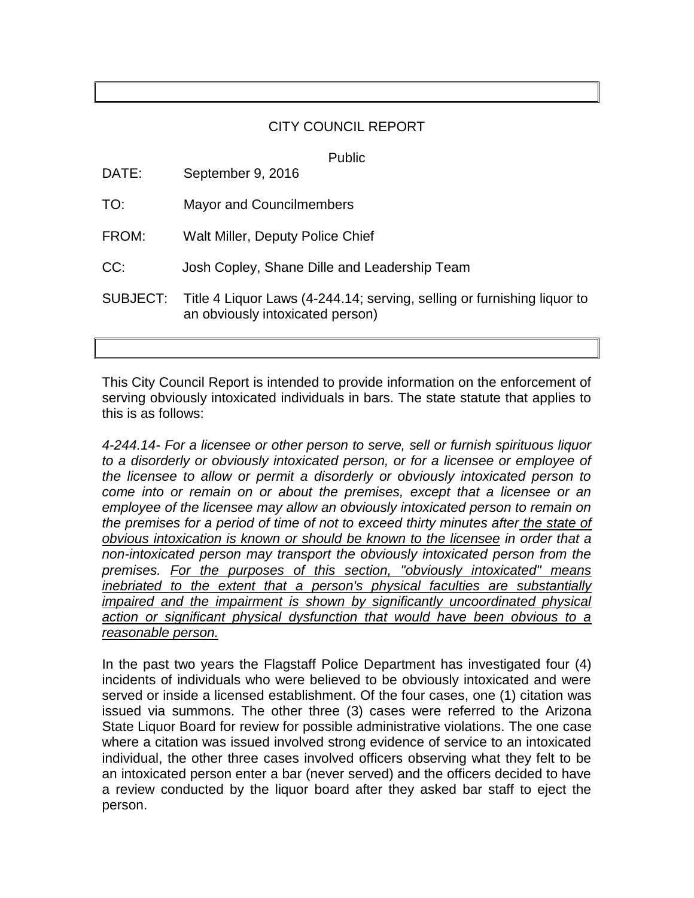# CITY COUNCIL REPORT

Public

DATE: September 9, 2016

TO: Mayor and Councilmembers

FROM: Walt Miller, Deputy Police Chief

CC: Josh Copley, Shane Dille and Leadership Team

SUBJECT: Title 4 Liquor Laws (4-244.14; serving, selling or furnishing liquor to an obviously intoxicated person)

---

This City Council Report is intended to provide information on the enforcement of serving obviously intoxicated individuals in bars. The state statute that applies to this is as follows:

*4-244.14- For a licensee or other person to serve, sell or furnish spirituous liquor to a disorderly or obviously intoxicated person, or for a licensee or employee of the licensee to allow or permit a disorderly or obviously intoxicated person to come into or remain on or about the premises, except that a licensee or an employee of the licensee may allow an obviously intoxicated person to remain on the premises for a period of time of not to exceed thirty minutes after <u>the state of obvious intoxication is known or should be known to the licensee</u> in order that a non-intoxicated person may transport the obviously intoxicated person from the premises. <u>For the purposes of this section, "obviously intoxicated" means inebriated to the extent that a person's physical faculties are substantially impaired and the impairment is shown by significantly uncoordinated physical action or significant physical dysfunction that would have been obvious to a reasonable person.</u>*

In the past two years the Flagstaff Police Department has investigated four (4) incidents of individuals who were believed to be obviously intoxicated and were served or inside a licensed establishment. Of the four cases, one (1) citation was issued via summons. The other three (3) cases were referred to the Arizona State Liquor Board for review for possible administrative violations. The one case where a citation was issued involved strong evidence of service to an intoxicated individual, the other three cases involved officers observing what they felt to be an intoxicated person enter a bar (never served) and the officers decided to have a review conducted by the liquor board after they asked bar staff to eject the person.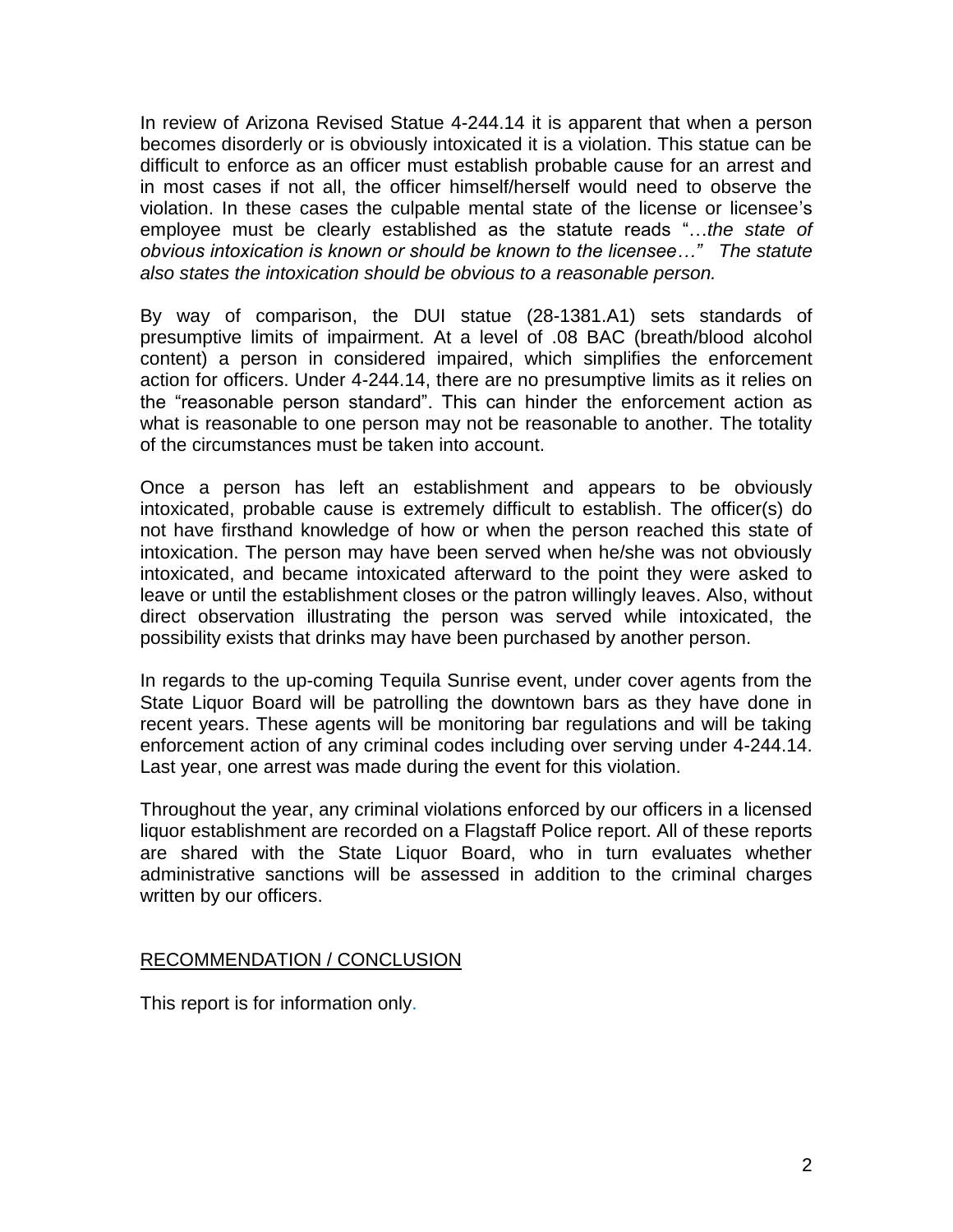In review of Arizona Revised Statue 4-244.14 it is apparent that when a person becomes disorderly or is obviously intoxicated it is a violation. This statue can be difficult to enforce as an officer must establish probable cause for an arrest and in most cases if not all, the officer himself/herself would need to observe the violation. In these cases the culpable mental state of the license or licensee's employee must be clearly established as the statute reads "*…the state of obvious intoxication is known or should be known to the licensee…" The statute also states the intoxication should be obvious to a reasonable person.*

By way of comparison, the DUI statue (28-1381.A1) sets standards of presumptive limits of impairment. At a level of .08 BAC (breath/blood alcohol content) a person in considered impaired, which simplifies the enforcement action for officers. Under 4-244.14, there are no presumptive limits as it relies on the "reasonable person standard". This can hinder the enforcement action as what is reasonable to one person may not be reasonable to another. The totality of the circumstances must be taken into account.

Once a person has left an establishment and appears to be obviously intoxicated, probable cause is extremely difficult to establish. The officer(s) do not have firsthand knowledge of how or when the person reached this state of intoxication. The person may have been served when he/she was not obviously intoxicated, and became intoxicated afterward to the point they were asked to leave or until the establishment closes or the patron willingly leaves. Also, without direct observation illustrating the person was served while intoxicated, the possibility exists that drinks may have been purchased by another person.

In regards to the up-coming Tequila Sunrise event, under cover agents from the State Liquor Board will be patrolling the downtown bars as they have done in recent years. These agents will be monitoring bar regulations and will be taking enforcement action of any criminal codes including over serving under 4-244.14. Last year, one arrest was made during the event for this violation.

Throughout the year, any criminal violations enforced by our officers in a licensed liquor establishment are recorded on a Flagstaff Police report. All of these reports are shared with the State Liquor Board, who in turn evaluates whether administrative sanctions will be assessed in addition to the criminal charges written by our officers.

## RECOMMENDATION / CONCLUSION

This report is for information only.